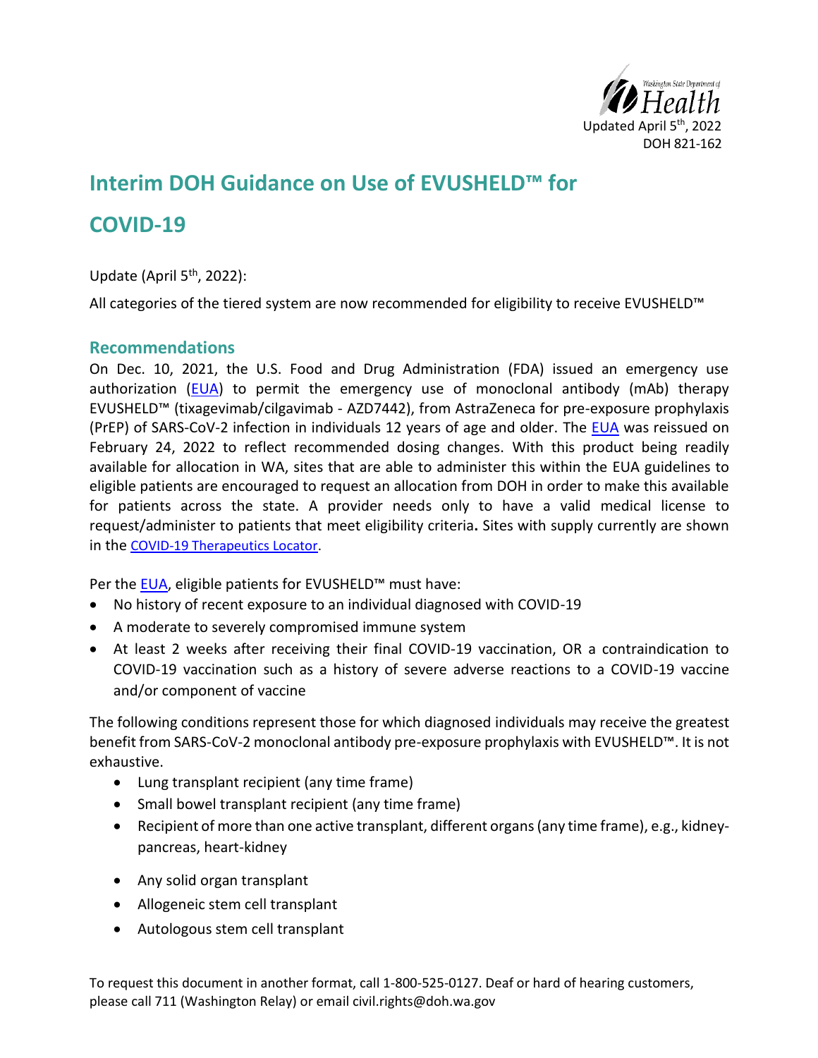Updated April 5th, 2022
DOH 821-162

# Interim DOH Guidance on Use of EVUSHELD™ for COVID-19

Update (April 5th, 2022):

All categories of the tiered system are now recommended for eligibility to receive EVUSHELD™

## Recommendations

On Dec. 10, 2021, the U.S. Food and Drug Administration (FDA) issued an emergency use authorization (EUA) to permit the emergency use of monoclonal antibody (mAb) therapy EVUSHELD™ (tixagevimab/cilgavimab - AZD7442), from AstraZeneca for pre-exposure prophylaxis (PrEP) of SARS-CoV-2 infection in individuals 12 years of age and older. The EUA was reissued on February 24, 2022 to reflect recommended dosing changes. With this product being readily available for allocation in WA, sites that are able to administer this within the EUA guidelines to eligible patients are encouraged to request an allocation from DOH in order to make this available for patients across the state. A provider needs only to have a valid medical license to request/administer to patients that meet eligibility criteria**.** Sites with supply currently are shown in the COVID-19 Therapeutics Locator.

Per the EUA, eligible patients for EVUSHELD™ must have:

- No history of recent exposure to an individual diagnosed with COVID-19
- A moderate to severely compromised immune system
- At least 2 weeks after receiving their final COVID-19 vaccination, OR a contraindication to COVID-19 vaccination such as a history of severe adverse reactions to a COVID-19 vaccine and/or component of vaccine

The following conditions represent those for which diagnosed individuals may receive the greatest benefit from SARS-CoV-2 monoclonal antibody pre-exposure prophylaxis with EVUSHELD™. It is not exhaustive.

- Lung transplant recipient (any time frame)
- Small bowel transplant recipient (any time frame)
- Recipient of more than one active transplant, different organs (any time frame), e.g., kidney-pancreas, heart-kidney
- Any solid organ transplant
- Allogeneic stem cell transplant
- Autologous stem cell transplant

To request this document in another format, call 1-800-525-0127. Deaf or hard of hearing customers, please call 711 (Washington Relay) or email civil.rights@doh.wa.gov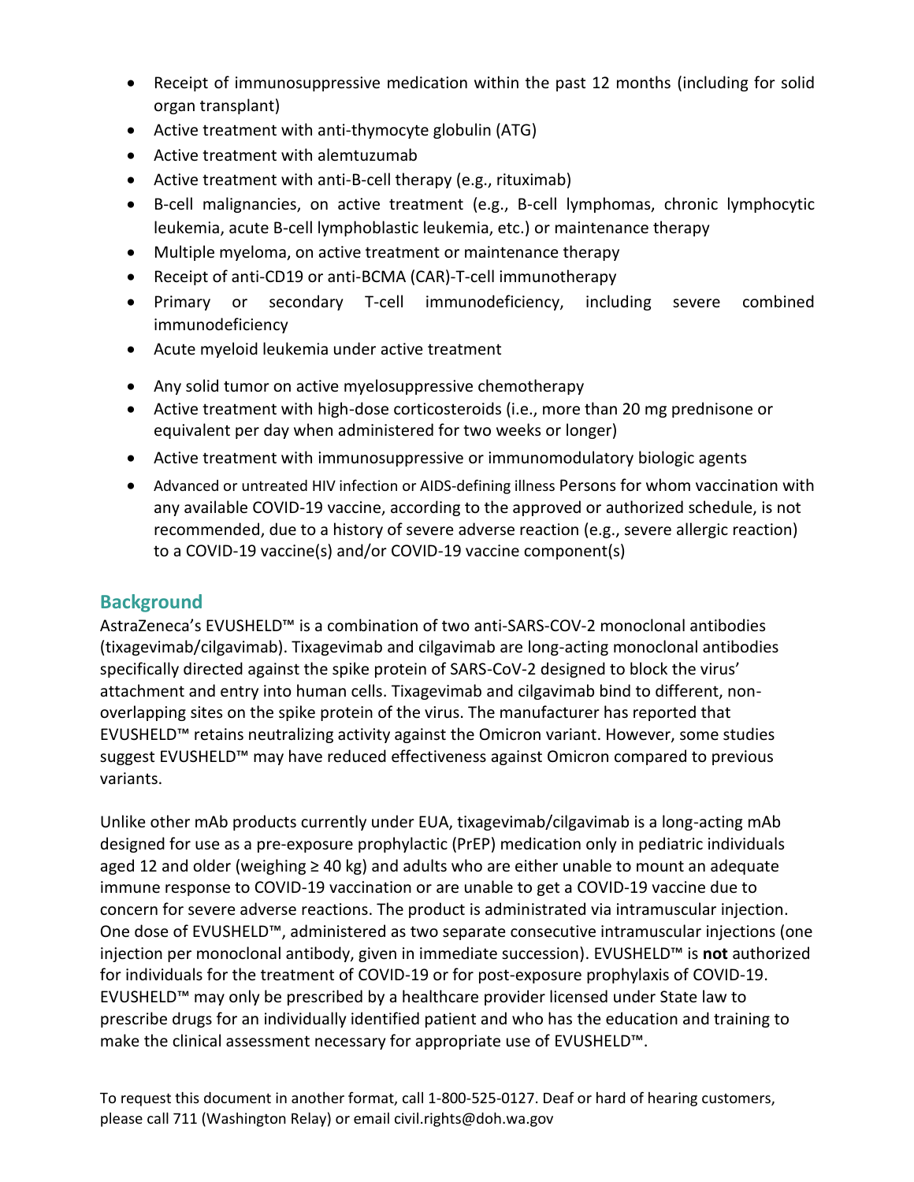- Receipt of immunosuppressive medication within the past 12 months (including for solid organ transplant)
- Active treatment with anti-thymocyte globulin (ATG)
- Active treatment with alemtuzumab
- Active treatment with anti-B-cell therapy (e.g., rituximab)
- B-cell malignancies, on active treatment (e.g., B-cell lymphomas, chronic lymphocytic leukemia, acute B-cell lymphoblastic leukemia, etc.) or maintenance therapy
- Multiple myeloma, on active treatment or maintenance therapy
- Receipt of anti-CD19 or anti-BCMA (CAR)-T-cell immunotherapy
- Primary or secondary T-cell immunodeficiency, including severe combined immunodeficiency
- Acute myeloid leukemia under active treatment
- Any solid tumor on active myelosuppressive chemotherapy
- Active treatment with high-dose corticosteroids (i.e., more than 20 mg prednisone or equivalent per day when administered for two weeks or longer)
- Active treatment with immunosuppressive or immunomodulatory biologic agents
- Advanced or untreated HIV infection or AIDS-defining illness Persons for whom vaccination with any available COVID-19 vaccine, according to the approved or authorized schedule, is not recommended, due to a history of severe adverse reaction (e.g., severe allergic reaction) to a COVID-19 vaccine(s) and/or COVID-19 vaccine component(s)

## Background

AstraZeneca's EVUSHELD™ is a combination of two anti-SARS-COV-2 monoclonal antibodies (tixagevimab/cilgavimab). Tixagevimab and cilgavimab are long-acting monoclonal antibodies specifically directed against the spike protein of SARS-CoV-2 designed to block the virus' attachment and entry into human cells. Tixagevimab and cilgavimab bind to different, non-overlapping sites on the spike protein of the virus. The manufacturer has reported that EVUSHELD™ retains neutralizing activity against the Omicron variant. However, some studies suggest EVUSHELD™ may have reduced effectiveness against Omicron compared to previous variants.

Unlike other mAb products currently under EUA, tixagevimab/cilgavimab is a long-acting mAb designed for use as a pre-exposure prophylactic (PrEP) medication only in pediatric individuals aged 12 and older (weighing ≥ 40 kg) and adults who are either unable to mount an adequate immune response to COVID-19 vaccination or are unable to get a COVID-19 vaccine due to concern for severe adverse reactions. The product is administrated via intramuscular injection. One dose of EVUSHELD™, administered as two separate consecutive intramuscular injections (one injection per monoclonal antibody, given in immediate succession). EVUSHELD™ is **not** authorized for individuals for the treatment of COVID-19 or for post-exposure prophylaxis of COVID-19. EVUSHELD™ may only be prescribed by a healthcare provider licensed under State law to prescribe drugs for an individually identified patient and who has the education and training to make the clinical assessment necessary for appropriate use of EVUSHELD™.

To request this document in another format, call 1-800-525-0127. Deaf or hard of hearing customers, please call 711 (Washington Relay) or email civil.rights@doh.wa.gov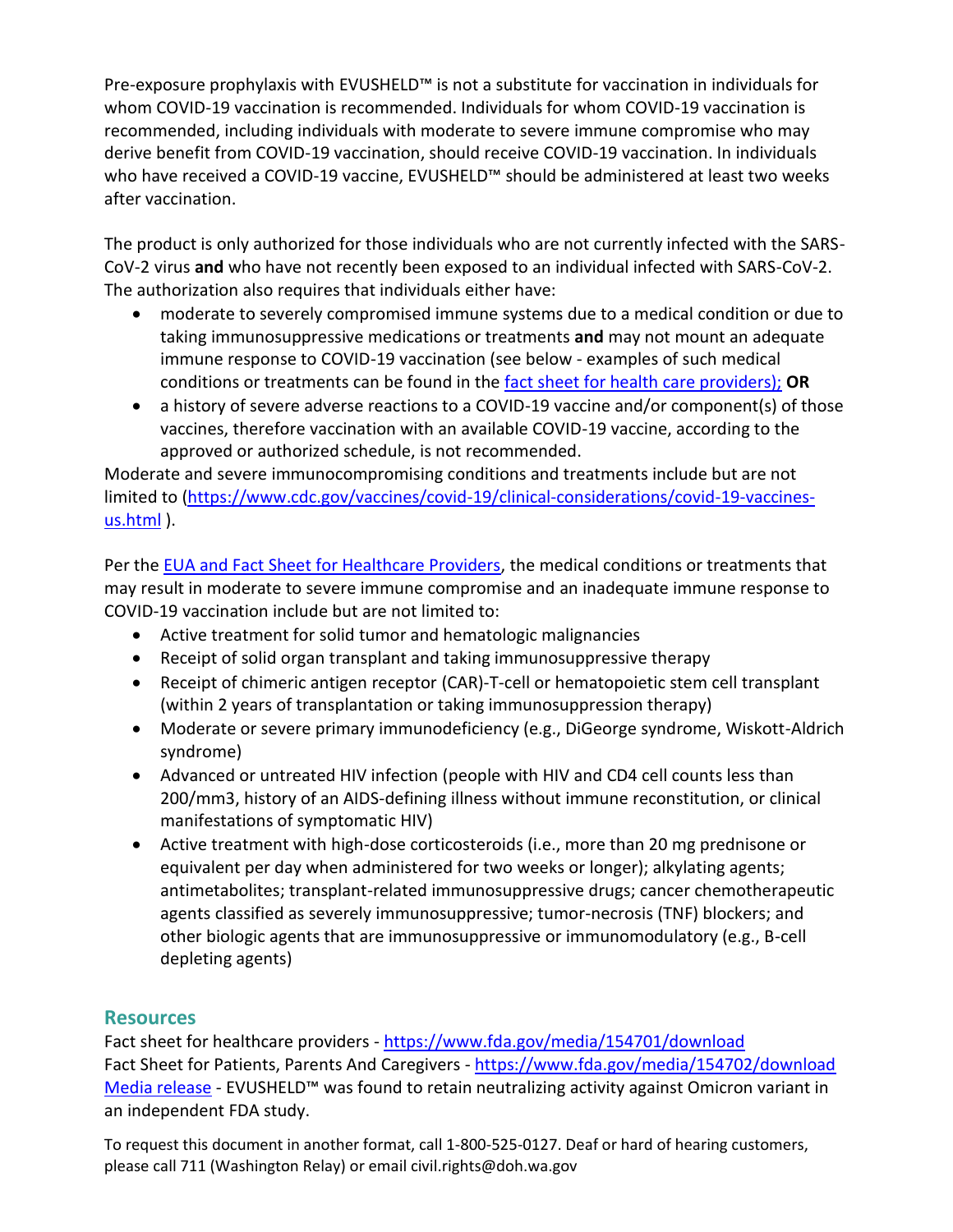Pre-exposure prophylaxis with EVUSHELD™ is not a substitute for vaccination in individuals for whom COVID-19 vaccination is recommended. Individuals for whom COVID-19 vaccination is recommended, including individuals with moderate to severe immune compromise who may derive benefit from COVID-19 vaccination, should receive COVID-19 vaccination. In individuals who have received a COVID-19 vaccine, EVUSHELD™ should be administered at least two weeks after vaccination.

The product is only authorized for those individuals who are not currently infected with the SARS-CoV-2 virus **and** who have not recently been exposed to an individual infected with SARS-CoV-2. The authorization also requires that individuals either have:

- moderate to severely compromised immune systems due to a medical condition or due to taking immunosuppressive medications or treatments **and** may not mount an adequate immune response to COVID-19 vaccination (see below - examples of such medical conditions or treatments can be found in the [fact sheet for health care providers);](https://www.fda.gov/media/154701/download) **OR**
- a history of severe adverse reactions to a COVID-19 vaccine and/or component(s) of those vaccines, therefore vaccination with an available COVID-19 vaccine, according to the approved or authorized schedule, is not recommended.

Moderate and severe immunocompromising conditions and treatments include but are not limited to ([https://www.cdc.gov/vaccines/covid-19/clinical-considerations/covid-19-vaccines-us.html](https://www.cdc.gov/vaccines/covid-19/clinical-considerations/covid-19-vaccines-us.html) ).

Per the [EUA and Fact Sheet for Healthcare Providers](https://www.fda.gov/media/154701/download), the medical conditions or treatments that may result in moderate to severe immune compromise and an inadequate immune response to COVID-19 vaccination include but are not limited to:

- Active treatment for solid tumor and hematologic malignancies
- Receipt of solid organ transplant and taking immunosuppressive therapy
- Receipt of chimeric antigen receptor (CAR)-T-cell or hematopoietic stem cell transplant (within 2 years of transplantation or taking immunosuppression therapy)
- Moderate or severe primary immunodeficiency (e.g., DiGeorge syndrome, Wiskott-Aldrich syndrome)
- Advanced or untreated HIV infection (people with HIV and CD4 cell counts less than 200/mm3, history of an AIDS-defining illness without immune reconstitution, or clinical manifestations of symptomatic HIV)
- Active treatment with high-dose corticosteroids (i.e., more than 20 mg prednisone or equivalent per day when administered for two weeks or longer); alkylating agents; antimetabolites; transplant-related immunosuppressive drugs; cancer chemotherapeutic agents classified as severely immunosuppressive; tumor-necrosis (TNF) blockers; and other biologic agents that are immunosuppressive or immunomodulatory (e.g., B-cell depleting agents)

## Resources

Fact sheet for healthcare providers - [https://www.fda.gov/media/154701/download](https://www.fda.gov/media/154701/download)
Fact Sheet for Patients, Parents And Caregivers - [https://www.fda.gov/media/154702/download](https://www.fda.gov/media/154702/download)
Media release - EVUSHELD™ was found to retain neutralizing activity against Omicron variant in an independent FDA study.

To request this document in another format, call 1-800-525-0127. Deaf or hard of hearing customers, please call 711 (Washington Relay) or email civil.rights@doh.wa.gov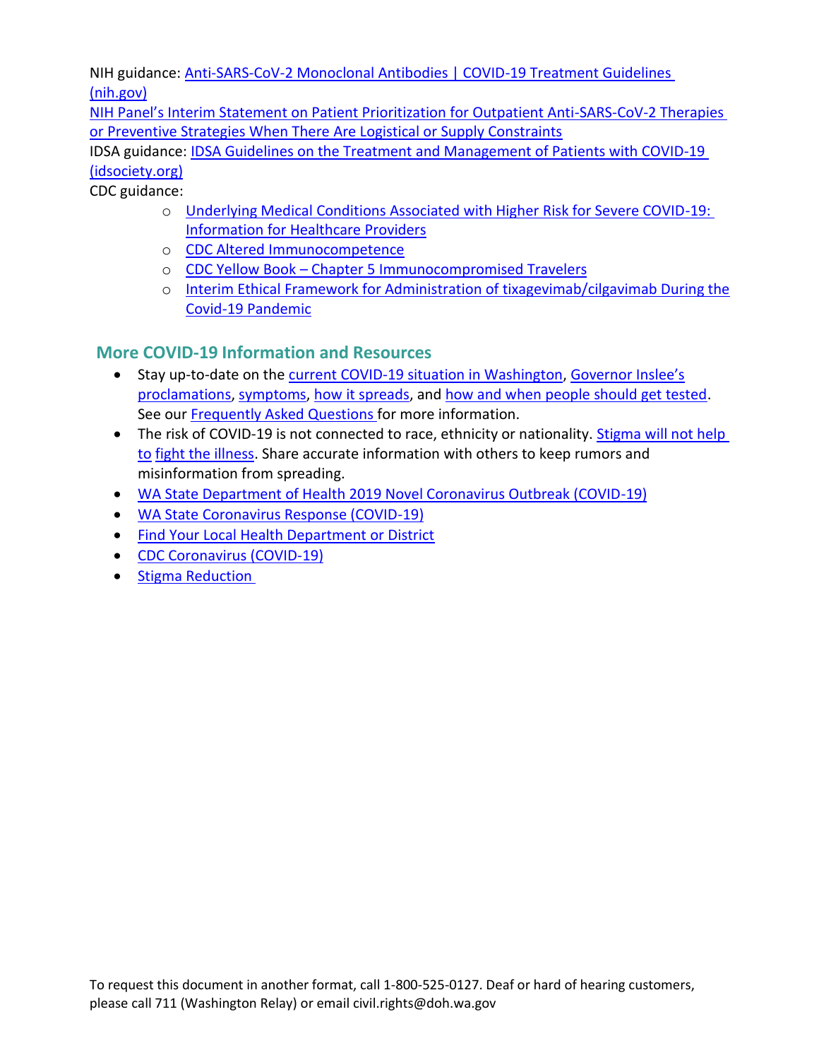NIH guidance: Anti-SARS-CoV-2 Monoclonal Antibodies | COVID-19 Treatment Guidelines (nih.gov)
NIH Panel's Interim Statement on Patient Prioritization for Outpatient Anti-SARS-CoV-2 Therapies or Preventive Strategies When There Are Logistical or Supply Constraints
IDSA guidance: IDSA Guidelines on the Treatment and Management of Patients with COVID-19 (idsociety.org)
CDC guidance:

- Underlying Medical Conditions Associated with Higher Risk for Severe COVID-19: Information for Healthcare Providers
- CDC Altered Immunocompetence
- CDC Yellow Book – Chapter 5 Immunocompromised Travelers
- Interim Ethical Framework for Administration of tixagevimab/cilgavimab During the Covid-19 Pandemic

## More COVID-19 Information and Resources

- Stay up-to-date on the current COVID-19 situation in Washington, Governor Inslee's proclamations, symptoms, how it spreads, and how and when people should get tested. See our Frequently Asked Questions for more information.
- The risk of COVID-19 is not connected to race, ethnicity or nationality. Stigma will not help to fight the illness. Share accurate information with others to keep rumors and misinformation from spreading.
- WA State Department of Health 2019 Novel Coronavirus Outbreak (COVID-19)
- WA State Coronavirus Response (COVID-19)
- Find Your Local Health Department or District
- CDC Coronavirus (COVID-19)
- Stigma Reduction

To request this document in another format, call 1-800-525-0127. Deaf or hard of hearing customers, please call 711 (Washington Relay) or email civil.rights@doh.wa.gov